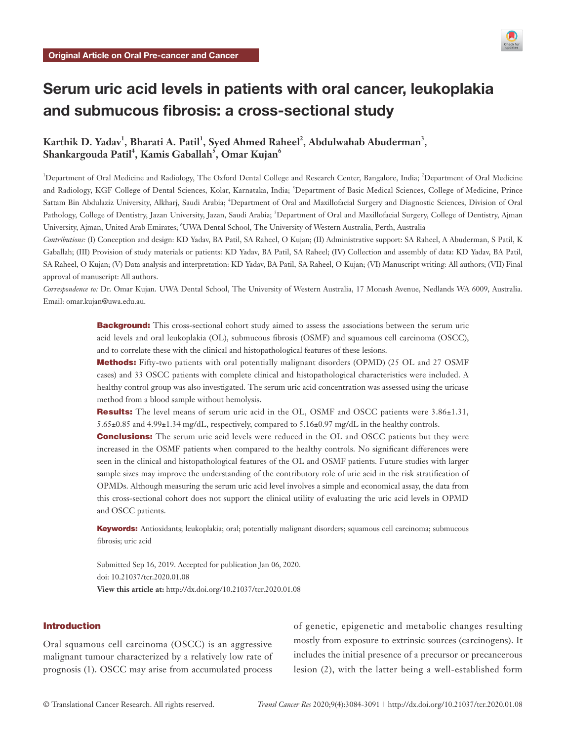Original Article on Oral Pre-cancer and Cancer

# Serum uric acid levels in patients with oral cancer, leukoplakia and submucous fibrosis: a cross-sectional study

**Karthik D. Yadav[1], Bharati A. Patil[1], Syed Ahmed Raheel[2], Abdulwahab Abuderman[3], Shankargouda Patil[4], Kamis Gaballah[5], Omar Kujan[6]**

[1]Department of Oral Medicine and Radiology, The Oxford Dental College and Research Center, Bangalore, India; [2]Department of Oral Medicine and Radiology, KGF College of Dental Sciences, Kolar, Karnataka, India; [3]Department of Basic Medical Sciences, College of Medicine, Prince Sattam Bin Abdulaziz University, Alkharj, Saudi Arabia; [4]Department of Oral and Maxillofacial Surgery and Diagnostic Sciences, Division of Oral Pathology, College of Dentistry, Jazan University, Jazan, Saudi Arabia; [5]Department of Oral and Maxillofacial Surgery, College of Dentistry, Ajman University, Ajman, United Arab Emirates; [6]UWA Dental School, The University of Western Australia, Perth, Australia

*Contributions:* (I) Conception and design: KD Yadav, BA Patil, SA Raheel, O Kujan; (II) Administrative support: SA Raheel, A Abuderman, S Patil, K Gaballah; (III) Provision of study materials or patients: KD Yadav, BA Patil, SA Raheel; (IV) Collection and assembly of data: KD Yadav, BA Patil, SA Raheel, O Kujan; (V) Data analysis and interpretation: KD Yadav, BA Patil, SA Raheel, O Kujan; (VI) Manuscript writing: All authors; (VII) Final approval of manuscript: All authors.

*Correspondence to:* Dr. Omar Kujan. UWA Dental School, The University of Western Australia, 17 Monash Avenue, Nedlands WA 6009, Australia. Email: omar.kujan@uwa.edu.au.

**Background:** This cross-sectional cohort study aimed to assess the associations between the serum uric acid levels and oral leukoplakia (OL), submucous fibrosis (OSMF) and squamous cell carcinoma (OSCC), and to correlate these with the clinical and histopathological features of these lesions.

**Methods:** Fifty-two patients with oral potentially malignant disorders (OPMD) (25 OL and 27 OSMF cases) and 33 OSCC patients with complete clinical and histopathological characteristics were included. A healthy control group was also investigated. The serum uric acid concentration was assessed using the uricase method from a blood sample without hemolysis.

**Results:** The level means of serum uric acid in the OL, OSMF and OSCC patients were 3.86±1.31, 5.65±0.85 and 4.99±1.34 mg/dL, respectively, compared to 5.16±0.97 mg/dL in the healthy controls.

**Conclusions:** The serum uric acid levels were reduced in the OL and OSCC patients but they were increased in the OSMF patients when compared to the healthy controls. No significant differences were seen in the clinical and histopathological features of the OL and OSMF patients. Future studies with larger sample sizes may improve the understanding of the contributory role of uric acid in the risk stratification of OPMDs. Although measuring the serum uric acid level involves a simple and economical assay, the data from this cross-sectional cohort does not support the clinical utility of evaluating the uric acid levels in OPMD and OSCC patients.

**Keywords:** Antioxidants; leukoplakia; oral; potentially malignant disorders; squamous cell carcinoma; submucous fibrosis; uric acid

Submitted Sep 16, 2019. Accepted for publication Jan 06, 2020.
doi: 10.21037/tcr.2020.01.08
**View this article at:** http://dx.doi.org/10.21037/tcr.2020.01.08

## Introduction

Oral squamous cell carcinoma (OSCC) is an aggressive malignant tumour characterized by a relatively low rate of prognosis (1). OSCC may arise from accumulated process of genetic, epigenetic and metabolic changes resulting mostly from exposure to extrinsic sources (carcinogens). It includes the initial presence of a precursor or precancerous lesion (2), with the latter being a well-established form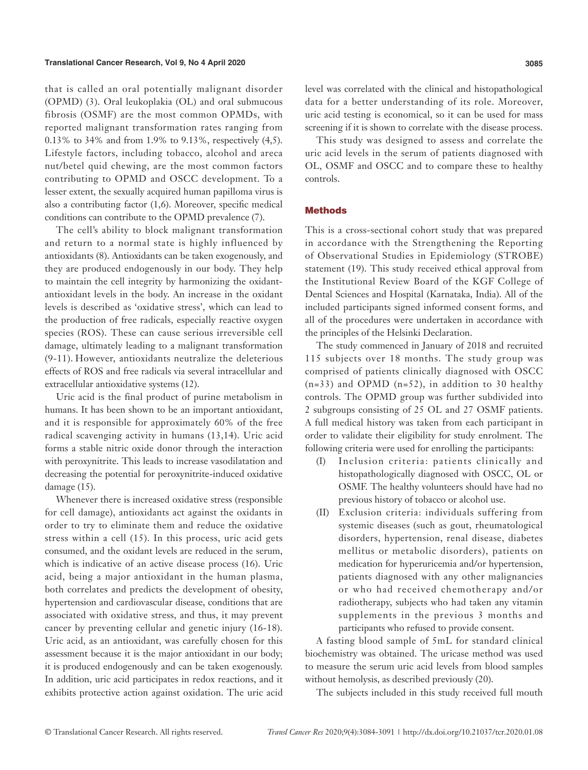that is called an oral potentially malignant disorder (OPMD) (3). Oral leukoplakia (OL) and oral submucous fibrosis (OSMF) are the most common OPMDs, with reported malignant transformation rates ranging from 0.13% to 34% and from 1.9% to 9.13%, respectively (4,5). Lifestyle factors, including tobacco, alcohol and areca nut/betel quid chewing, are the most common factors contributing to OPMD and OSCC development. To a lesser extent, the sexually acquired human papilloma virus is also a contributing factor (1,6). Moreover, specific medical conditions can contribute to the OPMD prevalence (7).

The cell's ability to block malignant transformation and return to a normal state is highly influenced by antioxidants (8). Antioxidants can be taken exogenously, and they are produced endogenously in our body. They help to maintain the cell integrity by harmonizing the oxidant-antioxidant levels in the body. An increase in the oxidant levels is described as 'oxidative stress', which can lead to the production of free radicals, especially reactive oxygen species (ROS). These can cause serious irreversible cell damage, ultimately leading to a malignant transformation (9-11). However, antioxidants neutralize the deleterious effects of ROS and free radicals via several intracellular and extracellular antioxidative systems (12).

Uric acid is the final product of purine metabolism in humans. It has been shown to be an important antioxidant, and it is responsible for approximately 60% of the free radical scavenging activity in humans (13,14). Uric acid forms a stable nitric oxide donor through the interaction with peroxynitrite. This leads to increase vasodilatation and decreasing the potential for peroxynitrite-induced oxidative damage (15).

Whenever there is increased oxidative stress (responsible for cell damage), antioxidants act against the oxidants in order to try to eliminate them and reduce the oxidative stress within a cell (15). In this process, uric acid gets consumed, and the oxidant levels are reduced in the serum, which is indicative of an active disease process (16). Uric acid, being a major antioxidant in the human plasma, both correlates and predicts the development of obesity, hypertension and cardiovascular disease, conditions that are associated with oxidative stress, and thus, it may prevent cancer by preventing cellular and genetic injury (16-18). Uric acid, as an antioxidant, was carefully chosen for this assessment because it is the major antioxidant in our body; it is produced endogenously and can be taken exogenously. In addition, uric acid participates in redox reactions, and it exhibits protective action against oxidation. The uric acid level was correlated with the clinical and histopathological data for a better understanding of its role. Moreover, uric acid testing is economical, so it can be used for mass screening if it is shown to correlate with the disease process.

This study was designed to assess and correlate the uric acid levels in the serum of patients diagnosed with OL, OSMF and OSCC and to compare these to healthy controls.

## Methods

This is a cross-sectional cohort study that was prepared in accordance with the Strengthening the Reporting of Observational Studies in Epidemiology (STROBE) statement (19). This study received ethical approval from the Institutional Review Board of the KGF College of Dental Sciences and Hospital (Karnataka, India). All of the included participants signed informed consent forms, and all of the procedures were undertaken in accordance with the principles of the Helsinki Declaration.

The study commenced in January of 2018 and recruited 115 subjects over 18 months. The study group was comprised of patients clinically diagnosed with OSCC (n=33) and OPMD (n=52), in addition to 30 healthy controls. The OPMD group was further subdivided into 2 subgroups consisting of 25 OL and 27 OSMF patients. A full medical history was taken from each participant in order to validate their eligibility for study enrolment. The following criteria were used for enrolling the participants:

(I) Inclusion criteria: patients clinically and histopathologically diagnosed with OSCC, OL or OSMF. The healthy volunteers should have had no previous history of tobacco or alcohol use.

(II) Exclusion criteria: individuals suffering from systemic diseases (such as gout, rheumatological disorders, hypertension, renal disease, diabetes mellitus or metabolic disorders), patients on medication for hyperuricemia and/or hypertension, patients diagnosed with any other malignancies or who had received chemotherapy and/or radiotherapy, subjects who had taken any vitamin supplements in the previous 3 months and participants who refused to provide consent.

A fasting blood sample of 5mL for standard clinical biochemistry was obtained. The uricase method was used to measure the serum uric acid levels from blood samples without hemolysis, as described previously (20).

The subjects included in this study received full mouth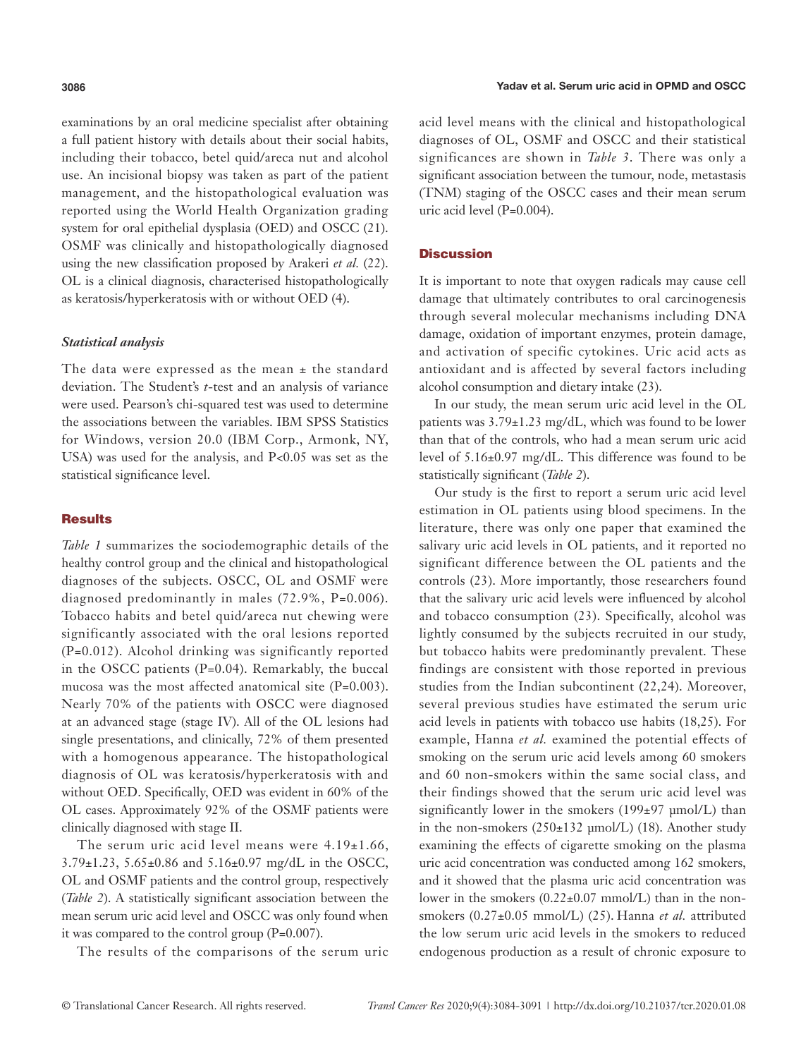examinations by an oral medicine specialist after obtaining a full patient history with details about their social habits, including their tobacco, betel quid/areca nut and alcohol use. An incisional biopsy was taken as part of the patient management, and the histopathological evaluation was reported using the World Health Organization grading system for oral epithelial dysplasia (OED) and OSCC (21). OSMF was clinically and histopathologically diagnosed using the new classification proposed by Arakeri *et al.* (22). OL is a clinical diagnosis, characterised histopathologically as keratosis/hyperkeratosis with or without OED (4).

### *Statistical analysis*

The data were expressed as the mean ± the standard deviation. The Student's *t*-test and an analysis of variance were used. Pearson's chi-squared test was used to determine the associations between the variables. IBM SPSS Statistics for Windows, version 20.0 (IBM Corp., Armonk, NY, USA) was used for the analysis, and $P<0.05$ was set as the statistical significance level.

## Results

*Table 1* summarizes the sociodemographic details of the healthy control group and the clinical and histopathological diagnoses of the subjects. OSCC, OL and OSMF were diagnosed predominantly in males (72.9%, P=0.006). Tobacco habits and betel quid/areca nut chewing were significantly associated with the oral lesions reported (P=0.012). Alcohol drinking was significantly reported in the OSCC patients (P=0.04). Remarkably, the buccal mucosa was the most affected anatomical site (P=0.003). Nearly 70% of the patients with OSCC were diagnosed at an advanced stage (stage IV). All of the OL lesions had single presentations, and clinically, 72% of them presented with a homogenous appearance. The histopathological diagnosis of OL was keratosis/hyperkeratosis with and without OED. Specifically, OED was evident in 60% of the OL cases. Approximately 92% of the OSMF patients were clinically diagnosed with stage II.

The serum uric acid level means were 4.19±1.66, 3.79±1.23, 5.65±0.86 and 5.16±0.97 mg/dL in the OSCC, OL and OSMF patients and the control group, respectively (*Table 2*). A statistically significant association between the mean serum uric acid level and OSCC was only found when it was compared to the control group (P=0.007).

The results of the comparisons of the serum uric acid level means with the clinical and histopathological diagnoses of OL, OSMF and OSCC and their statistical significances are shown in *Table 3*. There was only a significant association between the tumour, node, metastasis (TNM) staging of the OSCC cases and their mean serum uric acid level (P=0.004).

## Discussion

It is important to note that oxygen radicals may cause cell damage that ultimately contributes to oral carcinogenesis through several molecular mechanisms including DNA damage, oxidation of important enzymes, protein damage, and activation of specific cytokines. Uric acid acts as antioxidant and is affected by several factors including alcohol consumption and dietary intake (23).

In our study, the mean serum uric acid level in the OL patients was 3.79±1.23 mg/dL, which was found to be lower than that of the controls, who had a mean serum uric acid level of 5.16±0.97 mg/dL. This difference was found to be statistically significant (*Table 2*).

Our study is the first to report a serum uric acid level estimation in OL patients using blood specimens. In the literature, there was only one paper that examined the salivary uric acid levels in OL patients, and it reported no significant difference between the OL patients and the controls (23). More importantly, those researchers found that the salivary uric acid levels were influenced by alcohol and tobacco consumption (23). Specifically, alcohol was lightly consumed by the subjects recruited in our study, but tobacco habits were predominantly prevalent. These findings are consistent with those reported in previous studies from the Indian subcontinent (22,24). Moreover, several previous studies have estimated the serum uric acid levels in patients with tobacco use habits (18,25). For example, Hanna *et al.* examined the potential effects of smoking on the serum uric acid levels among 60 smokers and 60 non-smokers within the same social class, and their findings showed that the serum uric acid level was significantly lower in the smokers (199±97 μmol/L) than in the non-smokers (250±132 μmol/L) (18). Another study examining the effects of cigarette smoking on the plasma uric acid concentration was conducted among 162 smokers, and it showed that the plasma uric acid concentration was lower in the smokers (0.22±0.07 mmol/L) than in the non-smokers (0.27±0.05 mmol/L) (25). Hanna *et al.* attributed the low serum uric acid levels in the smokers to reduced endogenous production as a result of chronic exposure to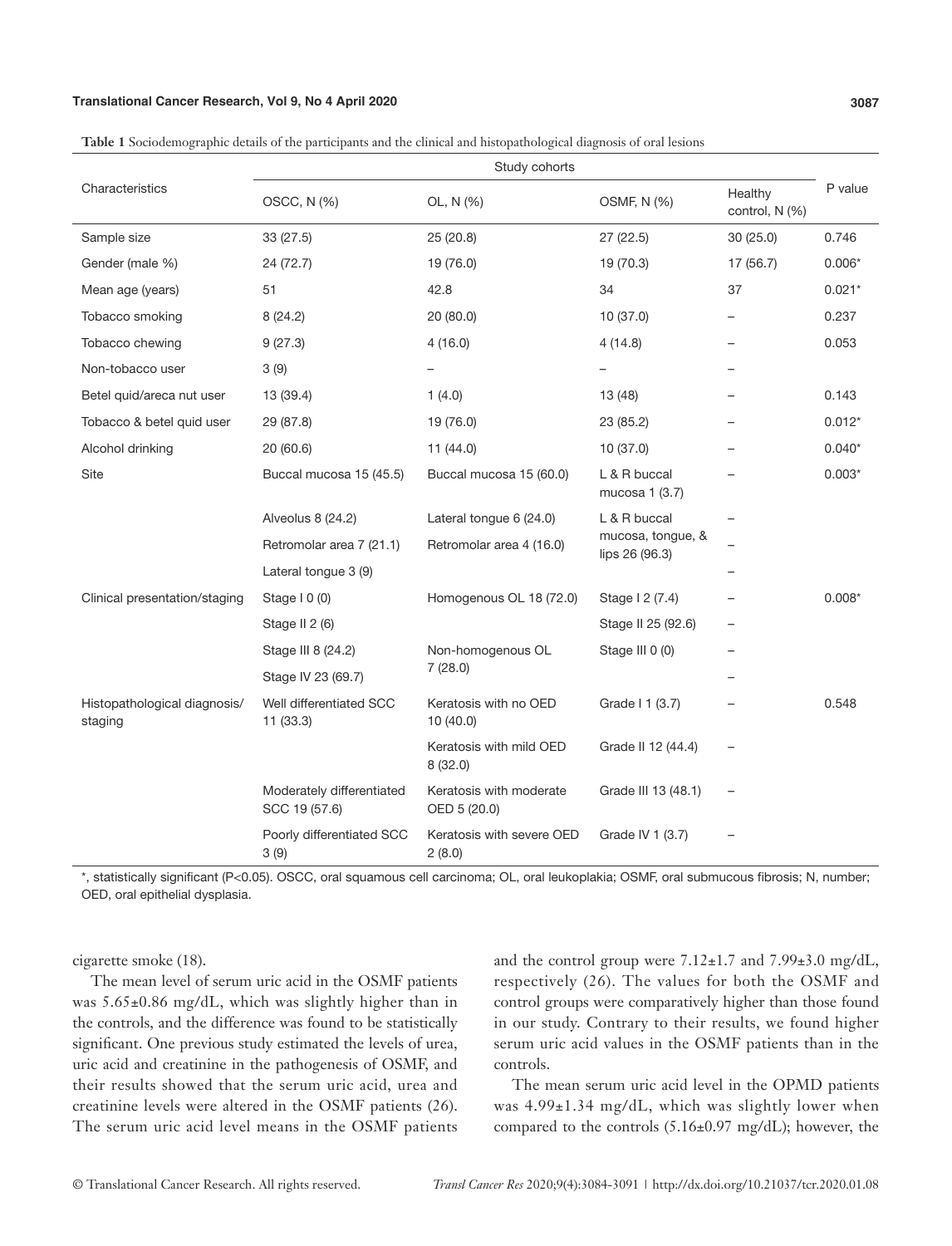**Table 1** Sociodemographic details of the participants and the clinical and histopathological diagnosis of oral lesions

| Characteristics | Study cohorts | | | | P value |
|---|---|---|---|---|---|
| | OSCC, N (%) | OL, N (%) | OSMF, N (%) | Healthy control, N (%) | |
| Sample size | 33 (27.5) | 25 (20.8) | 27 (22.5) | 30 (25.0) | 0.746 |
| Gender (male %) | 24 (72.7) | 19 (76.0) | 19 (70.3) | 17 (56.7) | 0.006* |
| Mean age (years) | 51 | 42.8 | 34 | 37 | 0.021* |
| Tobacco smoking | 8 (24.2) | 20 (80.0) | 10 (37.0) | – | 0.237 |
| Tobacco chewing | 9 (27.3) | 4 (16.0) | 4 (14.8) | – | 0.053 |
| Non-tobacco user | 3 (9) | – | – | – | |
| Betel quid/areca nut user | 13 (39.4) | 1 (4.0) | 13 (48) | – | 0.143 |
| Tobacco & betel quid user | 29 (87.8) | 19 (76.0) | 23 (85.2) | – | 0.012* |
| Alcohol drinking | 20 (60.6) | 11 (44.0) | 10 (37.0) | – | 0.040* |
| Site | Buccal mucosa 15 (45.5) | Buccal mucosa 15 (60.0) | L & R buccal mucosa 1 (3.7) | – | 0.003* |
| | Alveolus 8 (24.2) | Lateral tongue 6 (24.0) | L & R buccal mucosa, tongue, & lips 26 (96.3) | – | |
| | Retromolar area 7 (21.1) | Retromolar area 4 (16.0) | | – | |
| | Lateral tongue 3 (9) | | | – | |
| Clinical presentation/staging | Stage I 0 (0) | Homogenous OL 18 (72.0) | Stage I 2 (7.4) | – | 0.008* |
| | Stage II 2 (6) | | Stage II 25 (92.6) | – | |
| | Stage III 8 (24.2) | Non-homogenous OL 7 (28.0) | Stage III 0 (0) | – | |
| | Stage IV 23 (69.7) | | | – | |
| Histopathological diagnosis/ staging | Well differentiated SCC 11 (33.3) | Keratosis with no OED 10 (40.0) | Grade I 1 (3.7) | – | 0.548 |
| | | Keratosis with mild OED 8 (32.0) | Grade II 12 (44.4) | – | |
| | Moderately differentiated SCC 19 (57.6) | Keratosis with moderate OED 5 (20.0) | Grade III 13 (48.1) | – | |
| | Poorly differentiated SCC 3 (9) | Keratosis with severe OED 2 (8.0) | Grade IV 1 (3.7) | – | |

*, statistically significant (P<0.05). OSCC, oral squamous cell carcinoma; OL, oral leukoplakia; OSMF, oral submucous fibrosis; N, number; OED, oral epithelial dysplasia.

cigarette smoke (18).

The mean level of serum uric acid in the OSMF patients was 5.65±0.86 mg/dL, which was slightly higher than in the controls, and the difference was found to be statistically significant. One previous study estimated the levels of urea, uric acid and creatinine in the pathogenesis of OSMF, and their results showed that the serum uric acid, urea and creatinine levels were altered in the OSMF patients (26). The serum uric acid level means in the OSMF patients and the control group were 7.12±1.7 and 7.99±3.0 mg/dL, respectively (26). The values for both the OSMF and control groups were comparatively higher than those found in our study. Contrary to their results, we found higher serum uric acid values in the OSMF patients than in the controls.

The mean serum uric acid level in the OPMD patients was 4.99±1.34 mg/dL, which was slightly lower when compared to the controls (5.16±0.97 mg/dL); however, the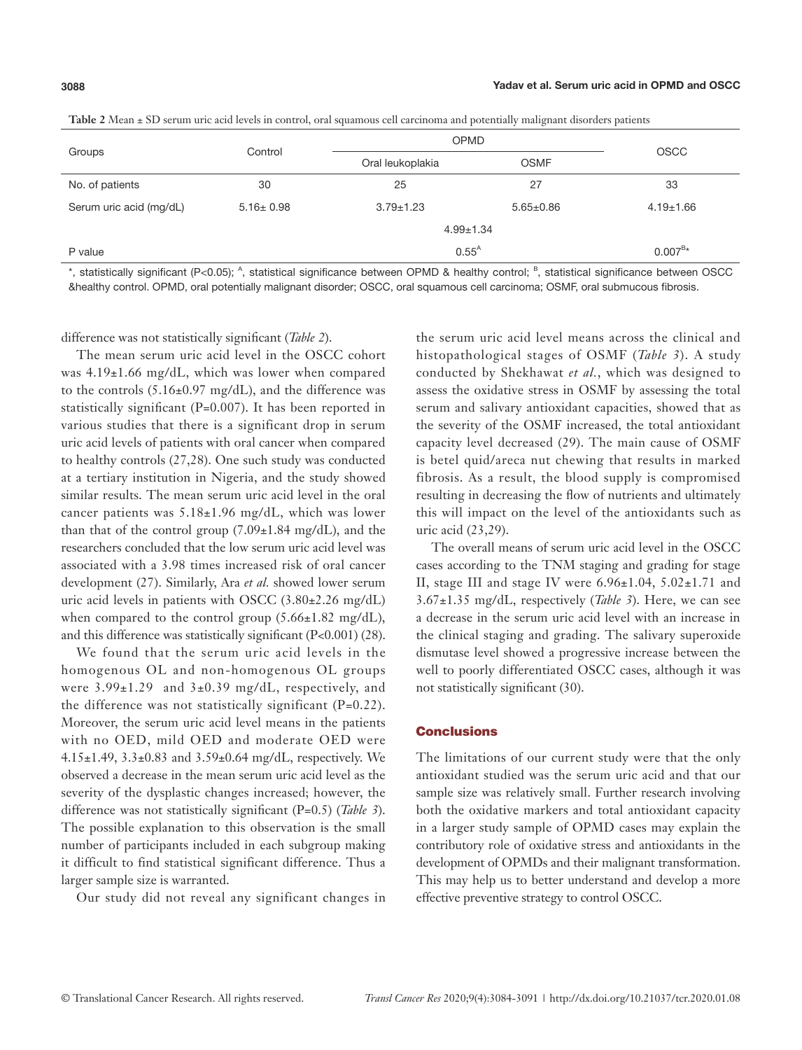**Table 2** Mean ± SD serum uric acid levels in control, oral squamous cell carcinoma and potentially malignant disorders patients

| Groups | Control | OPMD | | OSCC |
|---|---|---|---|---|
| | | Oral leukoplakia | OSMF | |
| No. of patients | 30 | 25 | 27 | 33 |
| Serum uric acid (mg/dL) | 5.16± 0.98 | 3.79±1.23 | 5.65±0.86 | 4.19±1.66 |
| | | 4.99±1.34 | | |
| P value | | 0.55[A] | | 0.007[B]* |

*, statistically significant (P<0.05); [A], statistical significance between OPMD & healthy control; [B], statistical significance between OSCC &healthy control. OPMD, oral potentially malignant disorder; OSCC, oral squamous cell carcinoma; OSMF, oral submucous fibrosis.

difference was not statistically significant (*Table 2*).

The mean serum uric acid level in the OSCC cohort was 4.19±1.66 mg/dL, which was lower when compared to the controls (5.16±0.97 mg/dL), and the difference was statistically significant (P=0.007). It has been reported in various studies that there is a significant drop in serum uric acid levels of patients with oral cancer when compared to healthy controls (27,28). One such study was conducted at a tertiary institution in Nigeria, and the study showed similar results. The mean serum uric acid level in the oral cancer patients was 5.18±1.96 mg/dL, which was lower than that of the control group (7.09±1.84 mg/dL), and the researchers concluded that the low serum uric acid level was associated with a 3.98 times increased risk of oral cancer development (27). Similarly, Ara *et al.* showed lower serum uric acid levels in patients with OSCC (3.80±2.26 mg/dL) when compared to the control group (5.66±1.82 mg/dL), and this difference was statistically significant (P<0.001) (28).

We found that the serum uric acid levels in the homogenous OL and non-homogenous OL groups were 3.99±1.29 and 3±0.39 mg/dL, respectively, and the difference was not statistically significant (P=0.22). Moreover, the serum uric acid level means in the patients with no OED, mild OED and moderate OED were 4.15±1.49, 3.3±0.83 and 3.59±0.64 mg/dL, respectively. We observed a decrease in the mean serum uric acid level as the severity of the dysplastic changes increased; however, the difference was not statistically significant (P=0.5) (*Table 3*). The possible explanation to this observation is the small number of participants included in each subgroup making it difficult to find statistical significant difference. Thus a larger sample size is warranted.

Our study did not reveal any significant changes in the serum uric acid level means across the clinical and histopathological stages of OSMF (*Table 3*). A study conducted by Shekhawat *et al.*, which was designed to assess the oxidative stress in OSMF by assessing the total serum and salivary antioxidant capacities, showed that as the severity of the OSMF increased, the total antioxidant capacity level decreased (29). The main cause of OSMF is betel quid/areca nut chewing that results in marked fibrosis. As a result, the blood supply is compromised resulting in decreasing the flow of nutrients and ultimately this will impact on the level of the antioxidants such as uric acid (23,29).

The overall means of serum uric acid level in the OSCC cases according to the TNM staging and grading for stage II, stage III and stage IV were 6.96±1.04, 5.02±1.71 and 3.67±1.35 mg/dL, respectively (*Table 3*). Here, we can see a decrease in the serum uric acid level with an increase in the clinical staging and grading. The salivary superoxide dismutase level showed a progressive increase between the well to poorly differentiated OSCC cases, although it was not statistically significant (30).

## Conclusions

The limitations of our current study were that the only antioxidant studied was the serum uric acid and that our sample size was relatively small. Further research involving both the oxidative markers and total antioxidant capacity in a larger study sample of OPMD cases may explain the contributory role of oxidative stress and antioxidants in the development of OPMDs and their malignant transformation. This may help us to better understand and develop a more effective preventive strategy to control OSCC.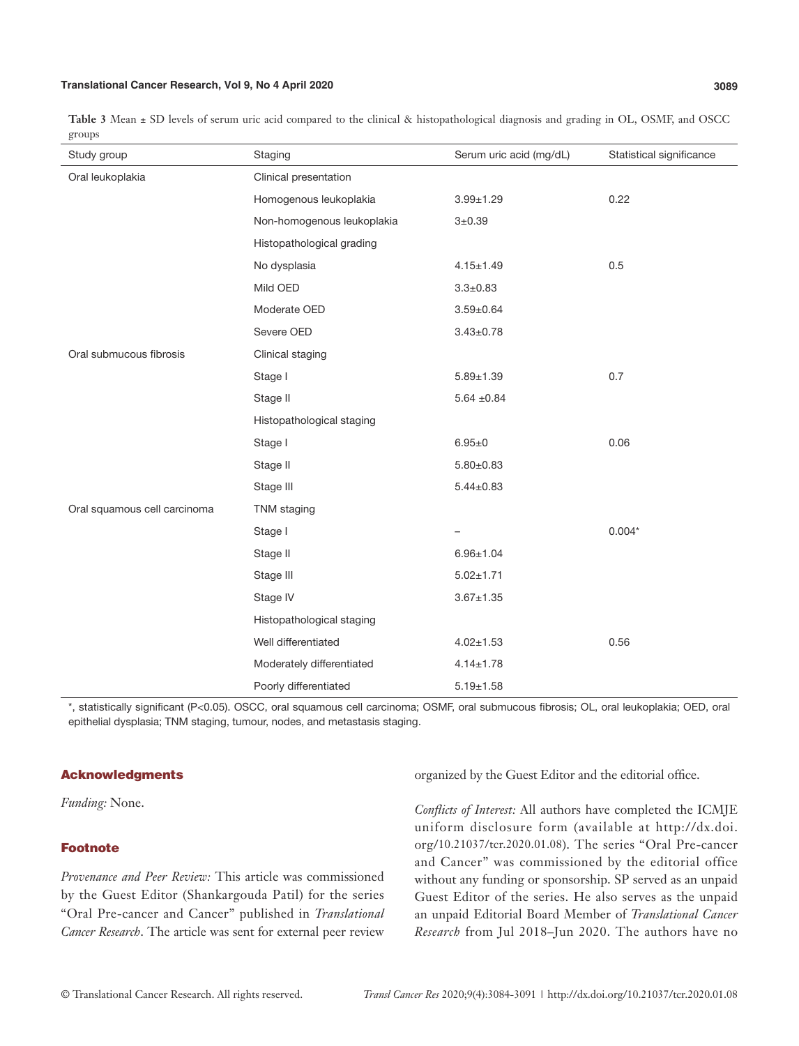**Table 3** Mean ± SD levels of serum uric acid compared to the clinical & histopathological diagnosis and grading in OL, OSMF, and OSCC groups

| Study group | Staging | Serum uric acid (mg/dL) | Statistical significance |
|---|---|---|---|
| Oral leukoplakia | Clinical presentation | | |
| | Homogenous leukoplakia | 3.99±1.29 | 0.22 |
| | Non-homogenous leukoplakia | 3±0.39 | |
| | Histopathological grading | | |
| | No dysplasia | 4.15±1.49 | 0.5 |
| | Mild OED | 3.3±0.83 | |
| | Moderate OED | 3.59±0.64 | |
| | Severe OED | 3.43±0.78 | |
| Oral submucous fibrosis | Clinical staging | | |
| | Stage I | 5.89±1.39 | 0.7 |
| | Stage II | 5.64 ±0.84 | |
| | Histopathological staging | | |
| | Stage I | 6.95±0 | 0.06 |
| | Stage II | 5.80±0.83 | |
| | Stage III | 5.44±0.83 | |
| Oral squamous cell carcinoma | TNM staging | | |
| | Stage I | – | 0.004* |
| | Stage II | 6.96±1.04 | |
| | Stage III | 5.02±1.71 | |
| | Stage IV | 3.67±1.35 | |
| | Histopathological staging | | |
| | Well differentiated | 4.02±1.53 | 0.56 |
| | Moderately differentiated | 4.14±1.78 | |
| | Poorly differentiated | 5.19±1.58 | |

*, statistically significant (P<0.05). OSCC, oral squamous cell carcinoma; OSMF, oral submucous fibrosis; OL, oral leukoplakia; OED, oral epithelial dysplasia; TNM staging, tumour, nodes, and metastasis staging.

## Acknowledgments

*Funding:* None.

## Footnote

*Provenance and Peer Review:* This article was commissioned by the Guest Editor (Shankargouda Patil) for the series "Oral Pre-cancer and Cancer" published in *Translational Cancer Research*. The article was sent for external peer review organized by the Guest Editor and the editorial office.

*Conflicts of Interest:* All authors have completed the ICMJE uniform disclosure form (available at http://dx.doi.org/10.21037/tcr.2020.01.08). The series "Oral Pre-cancer and Cancer" was commissioned by the editorial office without any funding or sponsorship. SP served as an unpaid Guest Editor of the series. He also serves as the unpaid an unpaid Editorial Board Member of *Translational Cancer Research* from Jul 2018–Jun 2020. The authors have no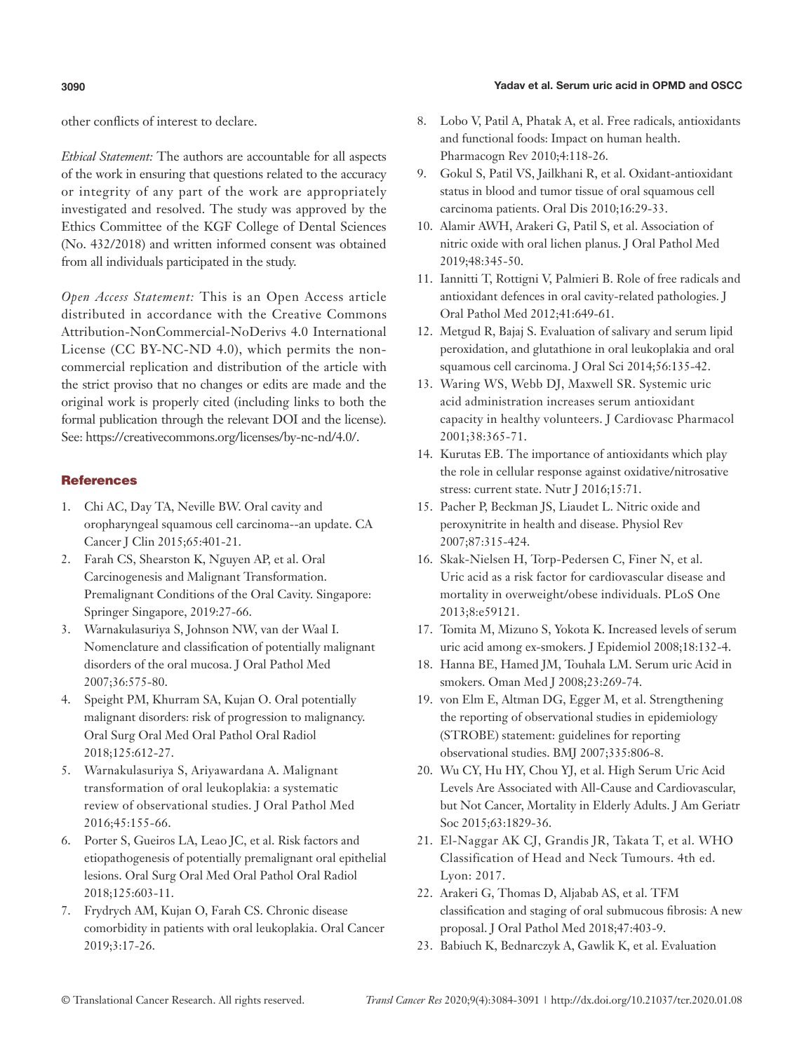other conflicts of interest to declare.

*Ethical Statement:* The authors are accountable for all aspects of the work in ensuring that questions related to the accuracy or integrity of any part of the work are appropriately investigated and resolved. The study was approved by the Ethics Committee of the KGF College of Dental Sciences (No. 432/2018) and written informed consent was obtained from all individuals participated in the study.

*Open Access Statement:* This is an Open Access article distributed in accordance with the Creative Commons Attribution-NonCommercial-NoDerivs 4.0 International License (CC BY-NC-ND 4.0), which permits the non-commercial replication and distribution of the article with the strict proviso that no changes or edits are made and the original work is properly cited (including links to both the formal publication through the relevant DOI and the license). See: https://creativecommons.org/licenses/by-nc-nd/4.0/.

## References

1. Chi AC, Day TA, Neville BW. Oral cavity and oropharyngeal squamous cell carcinoma--an update. CA Cancer J Clin 2015;65:401-21.
2. Farah CS, Shearston K, Nguyen AP, et al. Oral Carcinogenesis and Malignant Transformation. Premalignant Conditions of the Oral Cavity. Singapore: Springer Singapore, 2019:27-66.
3. Warnakulasuriya S, Johnson NW, van der Waal I. Nomenclature and classification of potentially malignant disorders of the oral mucosa. J Oral Pathol Med 2007;36:575-80.
4. Speight PM, Khurram SA, Kujan O. Oral potentially malignant disorders: risk of progression to malignancy. Oral Surg Oral Med Oral Pathol Oral Radiol 2018;125:612-27.
5. Warnakulasuriya S, Ariyawardana A. Malignant transformation of oral leukoplakia: a systematic review of observational studies. J Oral Pathol Med 2016;45:155-66.
6. Porter S, Gueiros LA, Leao JC, et al. Risk factors and etiopathogenesis of potentially premalignant oral epithelial lesions. Oral Surg Oral Med Oral Pathol Oral Radiol 2018;125:603-11.
7. Frydrych AM, Kujan O, Farah CS. Chronic disease comorbidity in patients with oral leukoplakia. Oral Cancer 2019;3:17-26.
8. Lobo V, Patil A, Phatak A, et al. Free radicals, antioxidants and functional foods: Impact on human health. Pharmacogn Rev 2010;4:118-26.
9. Gokul S, Patil VS, Jailkhani R, et al. Oxidant-antioxidant status in blood and tumor tissue of oral squamous cell carcinoma patients. Oral Dis 2010;16:29-33.
10. Alamir AWH, Arakeri G, Patil S, et al. Association of nitric oxide with oral lichen planus. J Oral Pathol Med 2019;48:345-50.
11. Iannitti T, Rottigni V, Palmieri B. Role of free radicals and antioxidant defences in oral cavity-related pathologies. J Oral Pathol Med 2012;41:649-61.
12. Metgud R, Bajaj S. Evaluation of salivary and serum lipid peroxidation, and glutathione in oral leukoplakia and oral squamous cell carcinoma. J Oral Sci 2014;56:135-42.
13. Waring WS, Webb DJ, Maxwell SR. Systemic uric acid administration increases serum antioxidant capacity in healthy volunteers. J Cardiovasc Pharmacol 2001;38:365-71.
14. Kurutas EB. The importance of antioxidants which play the role in cellular response against oxidative/nitrosative stress: current state. Nutr J 2016;15:71.
15. Pacher P, Beckman JS, Liaudet L. Nitric oxide and peroxynitrite in health and disease. Physiol Rev 2007;87:315-424.
16. Skak-Nielsen H, Torp-Pedersen C, Finer N, et al. Uric acid as a risk factor for cardiovascular disease and mortality in overweight/obese individuals. PLoS One 2013;8:e59121.
17. Tomita M, Mizuno S, Yokota K. Increased levels of serum uric acid among ex-smokers. J Epidemiol 2008;18:132-4.
18. Hanna BE, Hamed JM, Touhala LM. Serum uric Acid in smokers. Oman Med J 2008;23:269-74.
19. von Elm E, Altman DG, Egger M, et al. Strengthening the reporting of observational studies in epidemiology (STROBE) statement: guidelines for reporting observational studies. BMJ 2007;335:806-8.
20. Wu CY, Hu HY, Chou YJ, et al. High Serum Uric Acid Levels Are Associated with All-Cause and Cardiovascular, but Not Cancer, Mortality in Elderly Adults. J Am Geriatr Soc 2015;63:1829-36.
21. El-Naggar AK CJ, Grandis JR, Takata T, et al. WHO Classification of Head and Neck Tumours. 4th ed. Lyon: 2017.
22. Arakeri G, Thomas D, Aljabab AS, et al. TFM classification and staging of oral submucous fibrosis: A new proposal. J Oral Pathol Med 2018;47:403-9.
23. Babiuch K, Bednarczyk A, Gawlik K, et al. Evaluation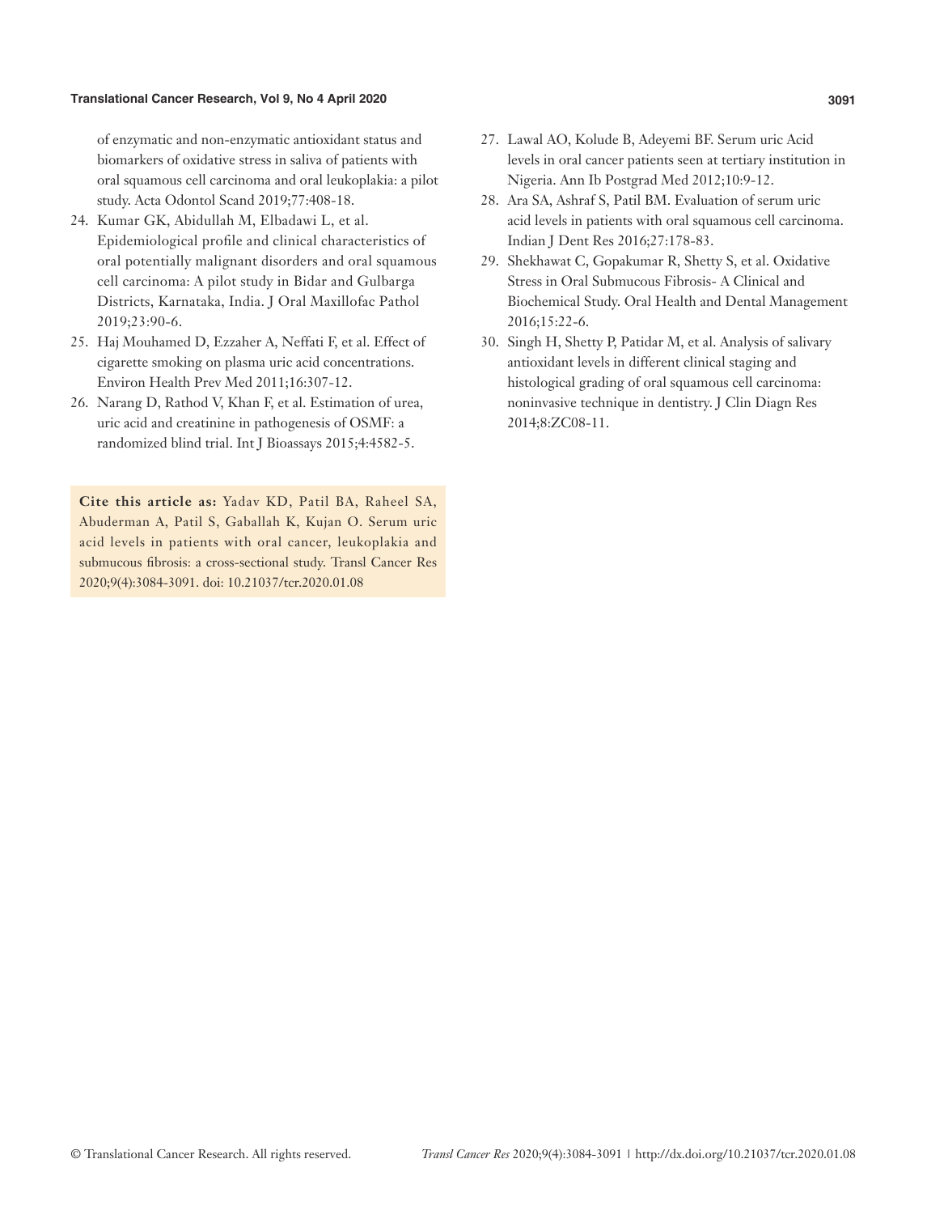of enzymatic and non-enzymatic antioxidant status and biomarkers of oxidative stress in saliva of patients with oral squamous cell carcinoma and oral leukoplakia: a pilot study. Acta Odontol Scand 2019;77:408-18.

24. Kumar GK, Abidullah M, Elbadawi L, et al. Epidemiological profile and clinical characteristics of oral potentially malignant disorders and oral squamous cell carcinoma: A pilot study in Bidar and Gulbarga Districts, Karnataka, India. J Oral Maxillofac Pathol 2019;23:90-6.
25. Haj Mouhamed D, Ezzaher A, Neffati F, et al. Effect of cigarette smoking on plasma uric acid concentrations. Environ Health Prev Med 2011;16:307-12.
26. Narang D, Rathod V, Khan F, et al. Estimation of urea, uric acid and creatinine in pathogenesis of OSMF: a randomized blind trial. Int J Bioassays 2015;4:4582-5.
27. Lawal AO, Kolude B, Adeyemi BF. Serum uric Acid levels in oral cancer patients seen at tertiary institution in Nigeria. Ann Ib Postgrad Med 2012;10:9-12.
28. Ara SA, Ashraf S, Patil BM. Evaluation of serum uric acid levels in patients with oral squamous cell carcinoma. Indian J Dent Res 2016;27:178-83.
29. Shekhawat C, Gopakumar R, Shetty S, et al. Oxidative Stress in Oral Submucous Fibrosis- A Clinical and Biochemical Study. Oral Health and Dental Management 2016;15:22-6.
30. Singh H, Shetty P, Patidar M, et al. Analysis of salivary antioxidant levels in different clinical staging and histological grading of oral squamous cell carcinoma: noninvasive technique in dentistry. J Clin Diagn Res 2014;8:ZC08-11.

**Cite this article as:** Yadav KD, Patil BA, Raheel SA, Abuderman A, Patil S, Gaballah K, Kujan O. Serum uric acid levels in patients with oral cancer, leukoplakia and submucous fibrosis: a cross-sectional study. Transl Cancer Res 2020;9(4):3084-3091. doi: 10.21037/tcr.2020.01.08